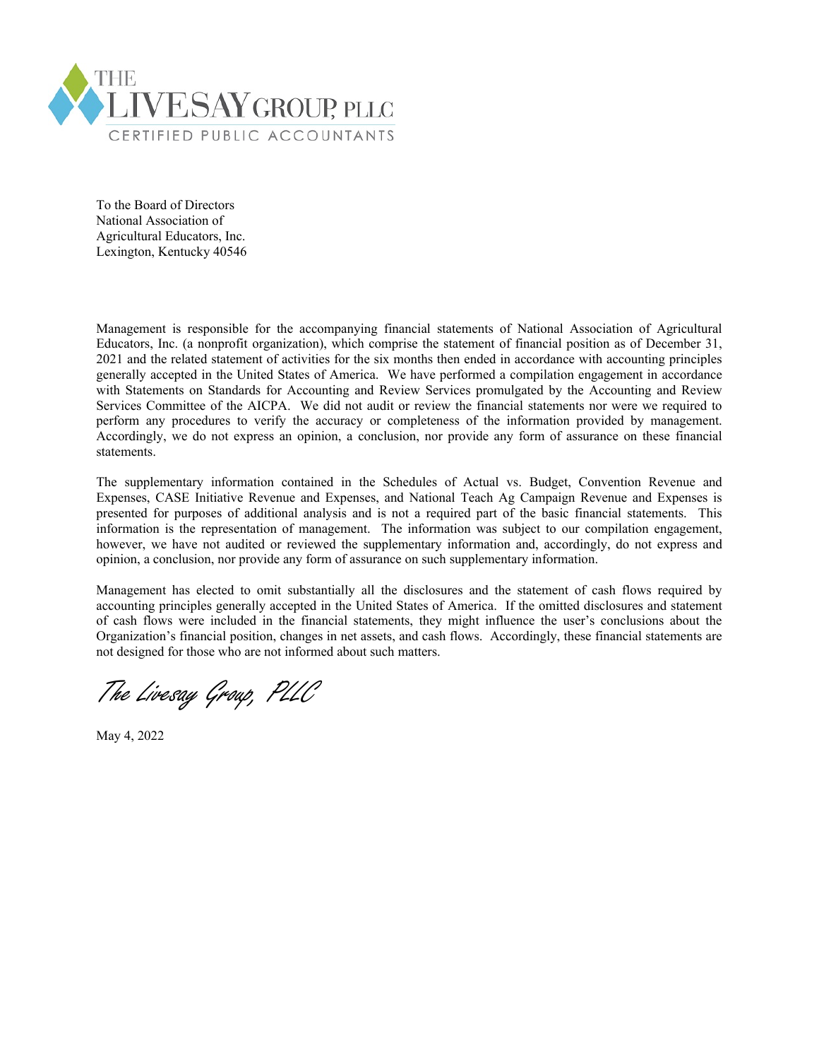THE LIVESAY GROUP, PLLC

CERTIFIED PUBLIC ACCOUNTANTS

To the Board of Directors
National Association of
Agricultural Educators, Inc.
Lexington, Kentucky 40546

Management is responsible for the accompanying financial statements of National Association of Agricultural Educators, Inc. (a nonprofit organization), which comprise the statement of financial position as of December 31, 2021 and the related statement of activities for the six months then ended in accordance with accounting principles generally accepted in the United States of America. We have performed a compilation engagement in accordance with Statements on Standards for Accounting and Review Services promulgated by the Accounting and Review Services Committee of the AICPA. We did not audit or review the financial statements nor were we required to perform any procedures to verify the accuracy or completeness of the information provided by management. Accordingly, we do not express an opinion, a conclusion, nor provide any form of assurance on these financial statements.

The supplementary information contained in the Schedules of Actual vs. Budget, Convention Revenue and Expenses, CASE Initiative Revenue and Expenses, and National Teach Ag Campaign Revenue and Expenses is presented for purposes of additional analysis and is not a required part of the basic financial statements. This information is the representation of management. The information was subject to our compilation engagement, however, we have not audited or reviewed the supplementary information and, accordingly, do not express and opinion, a conclusion, nor provide any form of assurance on such supplementary information.

Management has elected to omit substantially all the disclosures and the statement of cash flows required by accounting principles generally accepted in the United States of America. If the omitted disclosures and statement of cash flows were included in the financial statements, they might influence the user's conclusions about the Organization's financial position, changes in net assets, and cash flows. Accordingly, these financial statements are not designed for those who are not informed about such matters.

*The Livesay Group, PLLC*

May 4, 2022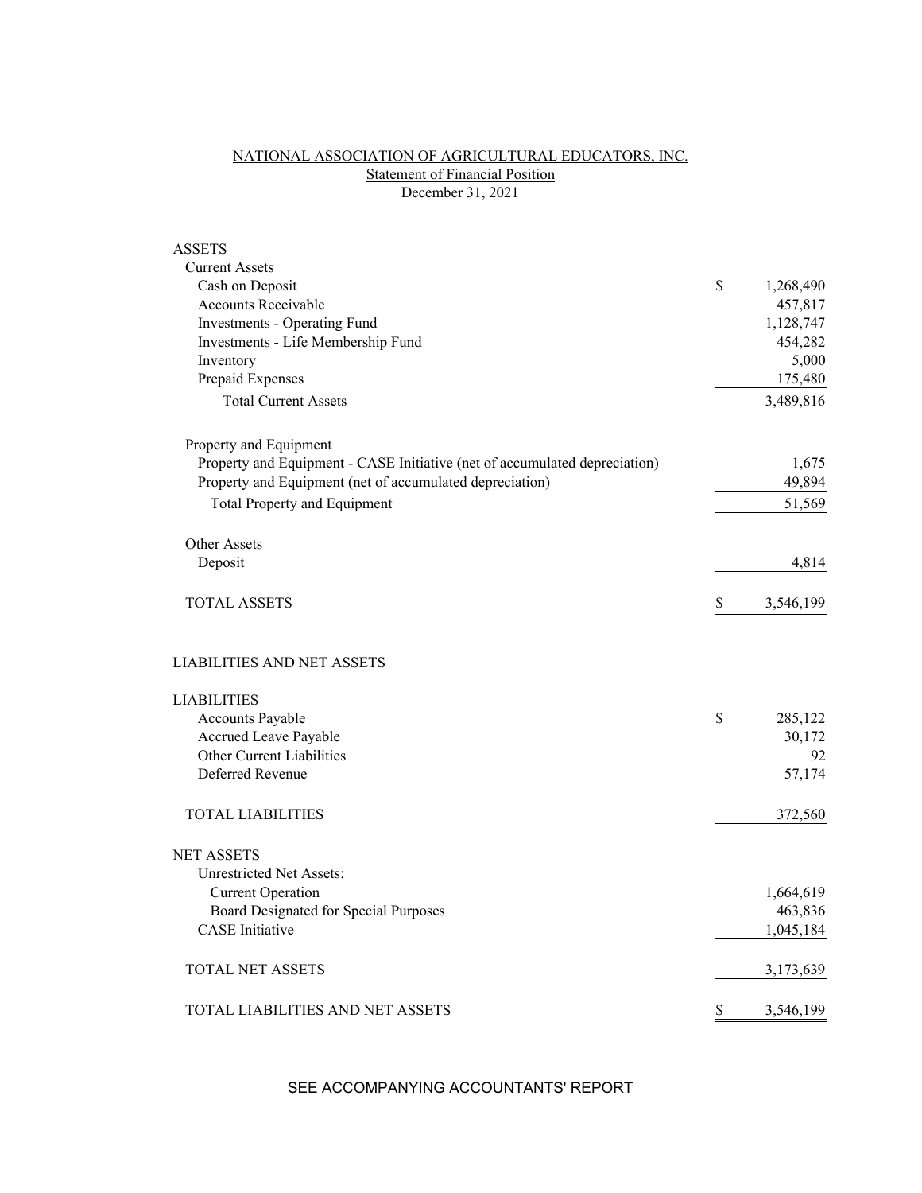NATIONAL ASSOCIATION OF AGRICULTURAL EDUCATORS, INC.

Statement of Financial Position

December 31, 2021

| | |
|---|---|
| **ASSETS** | |
| Current Assets | |
| Cash on Deposit | $ 1,268,490 |
| Accounts Receivable | 457,817 |
| Investments - Operating Fund | 1,128,747 |
| Investments - Life Membership Fund | 454,282 |
| Inventory | 5,000 |
| Prepaid Expenses | 175,480 |
| Total Current Assets | 3,489,816 |
| | |
| Property and Equipment | |
| Property and Equipment - CASE Initiative (net of accumulated depreciation) | 1,675 |
| Property and Equipment (net of accumulated depreciation) | 49,894 |
| Total Property and Equipment | 51,569 |
| | |
| Other Assets | |
| Deposit | 4,814 |
| | |
| TOTAL ASSETS | $ 3,546,199 |
| | |
| **LIABILITIES AND NET ASSETS** | |
| | |
| LIABILITIES | |
| Accounts Payable | $ 285,122 |
| Accrued Leave Payable | 30,172 |
| Other Current Liabilities | 92 |
| Deferred Revenue | 57,174 |
| | |
| TOTAL LIABILITIES | 372,560 |
| | |
| NET ASSETS | |
| Unrestricted Net Assets: | |
| Current Operation | 1,664,619 |
| Board Designated for Special Purposes | 463,836 |
| CASE Initiative | 1,045,184 |
| | |
| TOTAL NET ASSETS | 3,173,639 |
| | |
| TOTAL LIABILITIES AND NET ASSETS | $ 3,546,199 |

SEE ACCOMPANYING ACCOUNTANTS' REPORT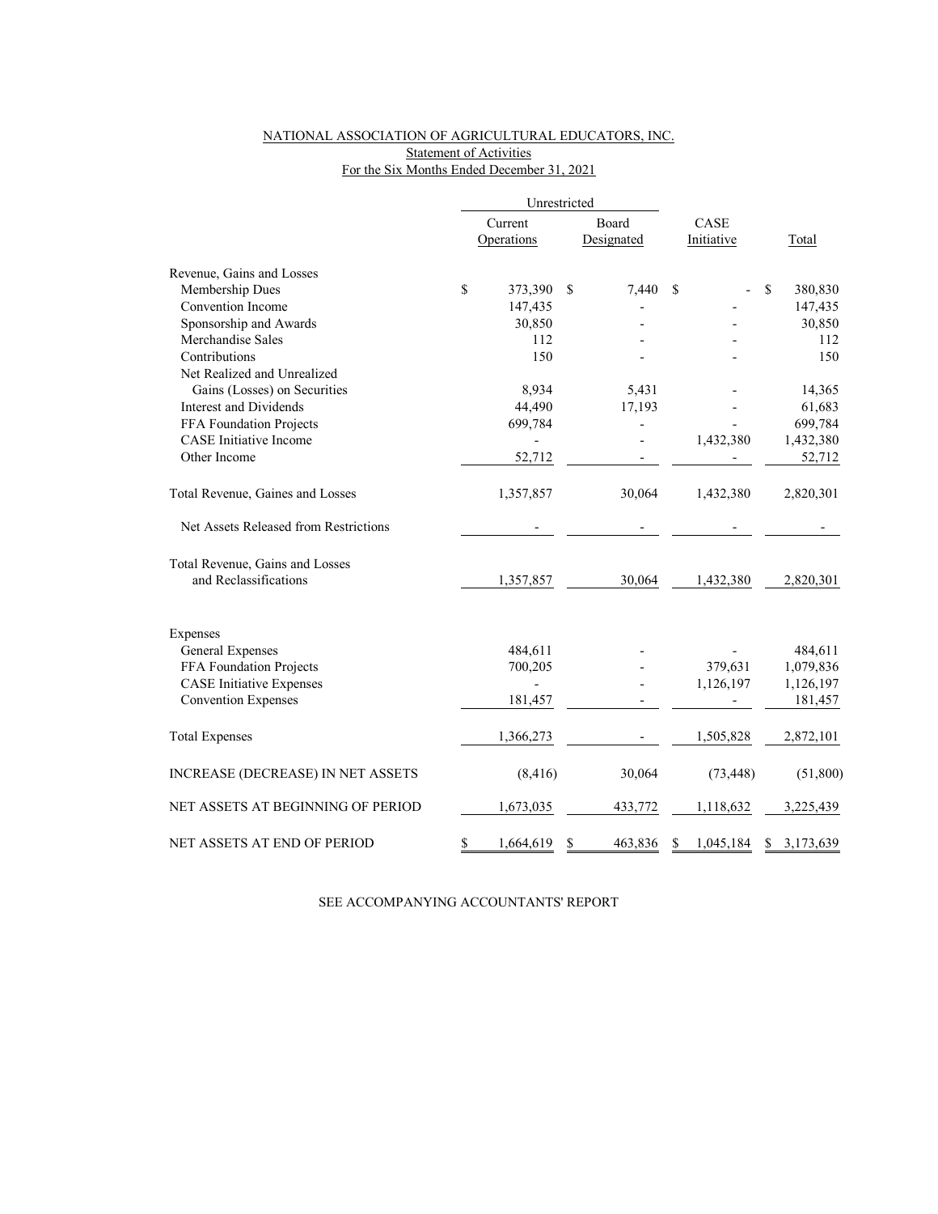NATIONAL ASSOCIATION OF AGRICULTURAL EDUCATORS, INC.
Statement of Activities
For the Six Months Ended December 31, 2021

| | Unrestricted | | | |
|---|---|---|---|---|
| | Current Operations | Board Designated | CASE Initiative | Total |
| **Revenue, Gains and Losses** | | | | |
| Membership Dues | $ 373,390 | $ 7,440 | $ - | $ 380,830 |
| Convention Income | 147,435 | - | - | 147,435 |
| Sponsorship and Awards | 30,850 | - | - | 30,850 |
| Merchandise Sales | 112 | - | - | 112 |
| Contributions | 150 | - | - | 150 |
| Net Realized and Unrealized Gains (Losses) on Securities | 8,934 | 5,431 | - | 14,365 |
| Interest and Dividends | 44,490 | 17,193 | - | 61,683 |
| FFA Foundation Projects | 699,784 | - | - | 699,784 |
| CASE Initiative Income | - | - | 1,432,380 | 1,432,380 |
| Other Income | 52,712 | - | - | 52,712 |
| Total Revenue, Gaines and Losses | 1,357,857 | 30,064 | 1,432,380 | 2,820,301 |
| Net Assets Released from Restrictions | - | - | - | - |
| Total Revenue, Gains and Losses and Reclassifications | 1,357,857 | 30,064 | 1,432,380 | 2,820,301 |
| **Expenses** | | | | |
| General Expenses | 484,611 | - | - | 484,611 |
| FFA Foundation Projects | 700,205 | - | 379,631 | 1,079,836 |
| CASE Initiative Expenses | - | - | 1,126,197 | 1,126,197 |
| Convention Expenses | 181,457 | - | - | 181,457 |
| Total Expenses | 1,366,273 | - | 1,505,828 | 2,872,101 |
| INCREASE (DECREASE) IN NET ASSETS | (8,416) | 30,064 | (73,448) | (51,800) |
| NET ASSETS AT BEGINNING OF PERIOD | 1,673,035 | 433,772 | 1,118,632 | 3,225,439 |
| NET ASSETS AT END OF PERIOD | $ 1,664,619 | $ 463,836 | $ 1,045,184 | $ 3,173,639 |

SEE ACCOMPANYING ACCOUNTANTS' REPORT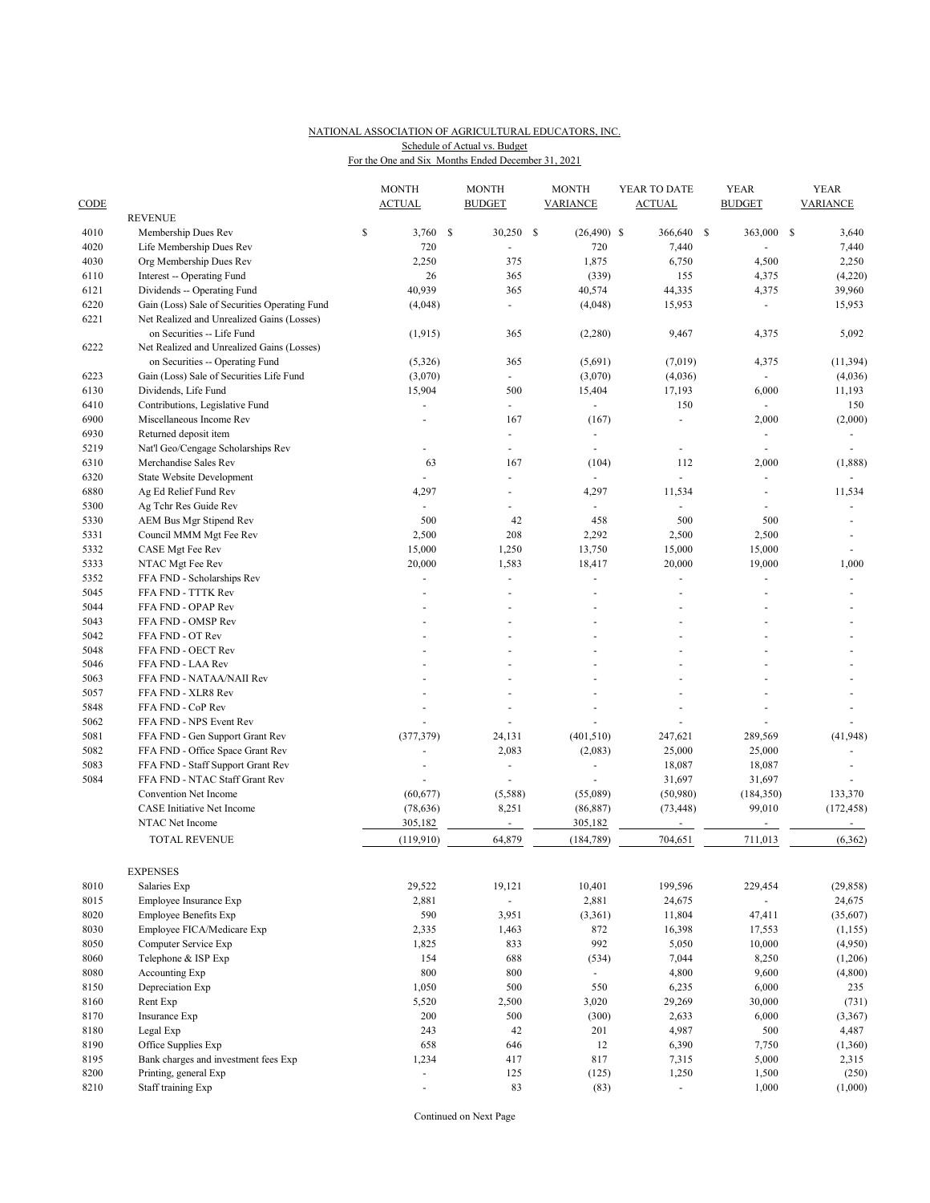NATIONAL ASSOCIATION OF AGRICULTURAL EDUCATORS, INC.

Schedule of Actual vs. Budget

For the One and Six Months Ended December 31, 2021

| CODE | | MONTH ACTUAL | MONTH BUDGET | MONTH VARIANCE | YEAR TO DATE ACTUAL | YEAR BUDGET | YEAR VARIANCE |
|---|---|---|---|---|---|---|---|
| | REVENUE | | | | | | |
| 4010 | Membership Dues Rev | $ 3,760 | $ 30,250 | $ (26,490) | $ 366,640 | $ 363,000 | $ 3,640 |
| 4020 | Life Membership Dues Rev | 720 | - | 720 | 7,440 | - | 7,440 |
| 4030 | Org Membership Dues Rev | 2,250 | 375 | 1,875 | 6,750 | 4,500 | 2,250 |
| 6110 | Interest -- Operating Fund | 26 | 365 | (339) | 155 | 4,375 | (4,220) |
| 6121 | Dividends -- Operating Fund | 40,939 | 365 | 40,574 | 44,335 | 4,375 | 39,960 |
| 6220 | Gain (Loss) Sale of Securities Operating Fund | (4,048) | - | (4,048) | 15,953 | - | 15,953 |
| 6221 | Net Realized and Unrealized Gains (Losses) on Securities -- Life Fund | (1,915) | 365 | (2,280) | 9,467 | 4,375 | 5,092 |
| 6222 | Net Realized and Unrealized Gains (Losses) on Securities -- Operating Fund | (5,326) | 365 | (5,691) | (7,019) | 4,375 | (11,394) |
| 6223 | Gain (Loss) Sale of Securities Life Fund | (3,070) | - | (3,070) | (4,036) | - | (4,036) |
| 6130 | Dividends, Life Fund | 15,904 | 500 | 15,404 | 17,193 | 6,000 | 11,193 |
| 6410 | Contributions, Legislative Fund | - | - | - | 150 | - | 150 |
| 6900 | Miscellaneous Income Rev | - | 167 | (167) | - | 2,000 | (2,000) |
| 6930 | Returned deposit item | | - | - | | - | - |
| 5219 | Nat'l Geo/Cengage Scholarships Rev | - | - | - | - | - | - |
| 6310 | Merchandise Sales Rev | 63 | 167 | (104) | 112 | 2,000 | (1,888) |
| 6320 | State Website Development | - | - | - | - | - | - |
| 6880 | Ag Ed Relief Fund Rev | 4,297 | - | 4,297 | 11,534 | - | 11,534 |
| 5300 | Ag Tchr Res Guide Rev | - | - | - | - | - | - |
| 5330 | AEM Bus Mgr Stipend Rev | 500 | 42 | 458 | 500 | 500 | - |
| 5331 | Council MMM Mgt Fee Rev | 2,500 | 208 | 2,292 | 2,500 | 2,500 | - |
| 5332 | CASE Mgt Fee Rev | 15,000 | 1,250 | 13,750 | 15,000 | 15,000 | - |
| 5333 | NTAC Mgt Fee Rev | 20,000 | 1,583 | 18,417 | 20,000 | 19,000 | 1,000 |
| 5352 | FFA FND - Scholarships Rev | - | - | - | - | - | - |
| 5045 | FFA FND - TTTK Rev | - | - | - | - | - | - |
| 5044 | FFA FND - OPAP Rev | - | - | - | - | - | - |
| 5043 | FFA FND - OMSP Rev | - | - | - | - | - | - |
| 5042 | FFA FND - OT Rev | - | - | - | - | - | - |
| 5048 | FFA FND - OECT Rev | - | - | - | - | - | - |
| 5046 | FFA FND - LAA Rev | - | - | - | - | - | - |
| 5063 | FFA FND - NATAA/NAII Rev | - | - | - | - | - | - |
| 5057 | FFA FND - XLR8 Rev | - | - | - | - | - | - |
| 5848 | FFA FND - CoP Rev | - | - | - | - | - | - |
| 5062 | FFA FND - NPS Event Rev | - | - | - | - | - | - |
| 5081 | FFA FND - Gen Support Grant Rev | (377,379) | 24,131 | (401,510) | 247,621 | 289,569 | (41,948) |
| 5082 | FFA FND - Office Space Grant Rev | - | 2,083 | (2,083) | 25,000 | 25,000 | - |
| 5083 | FFA FND - Staff Support Grant Rev | - | - | - | 18,087 | 18,087 | - |
| 5084 | FFA FND - NTAC Staff Grant Rev | - | - | - | 31,697 | 31,697 | - |
| | Convention Net Income | (60,677) | (5,588) | (55,089) | (50,980) | (184,350) | 133,370 |
| | CASE Initiative Net Income | (78,636) | 8,251 | (86,887) | (73,448) | 99,010 | (172,458) |
| | NTAC Net Income | 305,182 | - | 305,182 | - | - | - |
| | TOTAL REVENUE | (119,910) | 64,879 | (184,789) | 704,651 | 711,013 | (6,362) |
| | EXPENSES | | | | | | |
| 8010 | Salaries Exp | 29,522 | 19,121 | 10,401 | 199,596 | 229,454 | (29,858) |
| 8015 | Employee Insurance Exp | 2,881 | - | 2,881 | 24,675 | - | 24,675 |
| 8020 | Employee Benefits Exp | 590 | 3,951 | (3,361) | 11,804 | 47,411 | (35,607) |
| 8030 | Employee FICA/Medicare Exp | 2,335 | 1,463 | 872 | 16,398 | 17,553 | (1,155) |
| 8050 | Computer Service Exp | 1,825 | 833 | 992 | 5,050 | 10,000 | (4,950) |
| 8060 | Telephone & ISP Exp | 154 | 688 | (534) | 7,044 | 8,250 | (1,206) |
| 8080 | Accounting Exp | 800 | 800 | - | 4,800 | 9,600 | (4,800) |
| 8150 | Depreciation Exp | 1,050 | 500 | 550 | 6,235 | 6,000 | 235 |
| 8160 | Rent Exp | 5,520 | 2,500 | 3,020 | 29,269 | 30,000 | (731) |
| 8170 | Insurance Exp | 200 | 500 | (300) | 2,633 | 6,000 | (3,367) |
| 8180 | Legal Exp | 243 | 42 | 201 | 4,987 | 500 | 4,487 |
| 8190 | Office Supplies Exp | 658 | 646 | 12 | 6,390 | 7,750 | (1,360) |
| 8195 | Bank charges and investment fees Exp | 1,234 | 417 | 817 | 7,315 | 5,000 | 2,315 |
| 8200 | Printing, general Exp | - | 125 | (125) | 1,250 | 1,500 | (250) |
| 8210 | Staff training Exp | - | 83 | (83) | - | 1,000 | (1,000) |

Continued on Next Page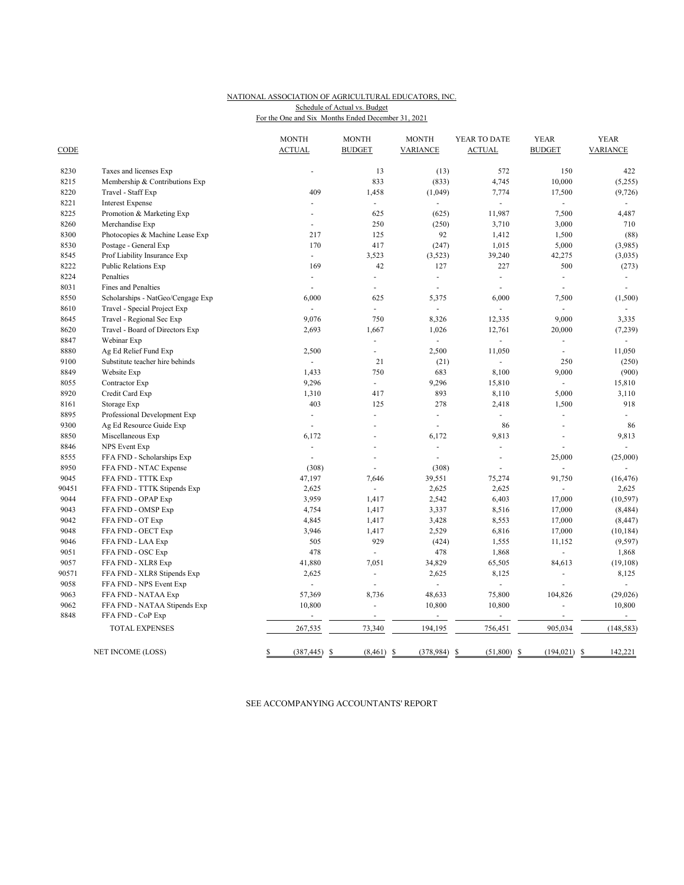NATIONAL ASSOCIATION OF AGRICULTURAL EDUCATORS, INC.
Schedule of Actual vs. Budget
For the One and Six Months Ended December 31, 2021

| CODE | | MONTH ACTUAL | MONTH BUDGET | MONTH VARIANCE | YEAR TO DATE ACTUAL | YEAR BUDGET | YEAR VARIANCE |
|---|---|---|---|---|---|---|---|
| 8230 | Taxes and licenses Exp | - | 13 | (13) | 572 | 150 | 422 |
| 8215 | Membership & Contributions Exp | | 833 | (833) | 4,745 | 10,000 | (5,255) |
| 8220 | Travel - Staff Exp | 409 | 1,458 | (1,049) | 7,774 | 17,500 | (9,726) |
| 8221 | Interest Expense | - | - | - | - | - | - |
| 8225 | Promotion & Marketing Exp | - | 625 | (625) | 11,987 | 7,500 | 4,487 |
| 8260 | Merchandise Exp | - | 250 | (250) | 3,710 | 3,000 | 710 |
| 8300 | Photocopies & Machine Lease Exp | 217 | 125 | 92 | 1,412 | 1,500 | (88) |
| 8530 | Postage - General Exp | 170 | 417 | (247) | 1,015 | 5,000 | (3,985) |
| 8545 | Prof Liability Insurance Exp | - | 3,523 | (3,523) | 39,240 | 42,275 | (3,035) |
| 8222 | Public Relations Exp | 169 | 42 | 127 | 227 | 500 | (273) |
| 8224 | Penalties | - | - | - | - | - | - |
| 8031 | Fines and Penalties | - | - | - | - | - | - |
| 8550 | Scholarships - NatGeo/Cengage Exp | 6,000 | 625 | 5,375 | 6,000 | 7,500 | (1,500) |
| 8610 | Travel - Special Project Exp | - | - | - | - | - | - |
| 8645 | Travel - Regional Sec Exp | 9,076 | 750 | 8,326 | 12,335 | 9,000 | 3,335 |
| 8620 | Travel - Board of Directors Exp | 2,693 | 1,667 | 1,026 | 12,761 | 20,000 | (7,239) |
| 8847 | Webinar Exp | | - | - | - | - | - |
| 8880 | Ag Ed Relief Fund Exp | 2,500 | - | 2,500 | 11,050 | - | 11,050 |
| 9100 | Substitute teacher hire behinds | - | 21 | (21) | - | 250 | (250) |
| 8849 | Website Exp | 1,433 | 750 | 683 | 8,100 | 9,000 | (900) |
| 8055 | Contractor Exp | 9,296 | - | 9,296 | 15,810 | - | 15,810 |
| 8920 | Credit Card Exp | 1,310 | 417 | 893 | 8,110 | 5,000 | 3,110 |
| 8161 | Storage Exp | 403 | 125 | 278 | 2,418 | 1,500 | 918 |
| 8895 | Professional Development Exp | - | - | - | - | - | - |
| 9300 | Ag Ed Resource Guide Exp | - | - | - | 86 | - | 86 |
| 8850 | Miscellaneous Exp | 6,172 | - | 6,172 | 9,813 | - | 9,813 |
| 8846 | NPS Event Exp | - | - | - | - | - | - |
| 8555 | FFA FND - Scholarships Exp | - | - | - | - | 25,000 | (25,000) |
| 8950 | FFA FND - NTAC Expense | (308) | - | (308) | - | - | - |
| 9045 | FFA FND - TTTK Exp | 47,197 | 7,646 | 39,551 | 75,274 | 91,750 | (16,476) |
| 90451 | FFA FND - TTTK Stipends Exp | 2,625 | - | 2,625 | 2,625 | - | 2,625 |
| 9044 | FFA FND - OPAP Exp | 3,959 | 1,417 | 2,542 | 6,403 | 17,000 | (10,597) |
| 9043 | FFA FND - OMSP Exp | 4,754 | 1,417 | 3,337 | 8,516 | 17,000 | (8,484) |
| 9042 | FFA FND - OT Exp | 4,845 | 1,417 | 3,428 | 8,553 | 17,000 | (8,447) |
| 9048 | FFA FND - OECT Exp | 3,946 | 1,417 | 2,529 | 6,816 | 17,000 | (10,184) |
| 9046 | FFA FND - LAA Exp | 505 | 929 | (424) | 1,555 | 11,152 | (9,597) |
| 9051 | FFA FND - OSC Exp | 478 | - | 478 | 1,868 | - | 1,868 |
| 9057 | FFA FND - XLR8 Exp | 41,880 | 7,051 | 34,829 | 65,505 | 84,613 | (19,108) |
| 90571 | FFA FND - XLR8 Stipends Exp | 2,625 | - | 2,625 | 8,125 | - | 8,125 |
| 9058 | FFA FND - NPS Event Exp | - | - | - | - | - | - |
| 9063 | FFA FND - NATAA Exp | 57,369 | 8,736 | 48,633 | 75,800 | 104,826 | (29,026) |
| 9062 | FFA FND - NATAA Stipends Exp | 10,800 | - | 10,800 | 10,800 | - | 10,800 |
| 8848 | FFA FND - CoP Exp | - | - | - | - | - | - |
| | TOTAL EXPENSES | 267,535 | 73,340 | 194,195 | 756,451 | 905,034 | (148,583) |
| | NET INCOME (LOSS) | $ (387,445) | $ (8,461) | $ (378,984) | $ (51,800) | $ (194,021) | $ 142,221 |

SEE ACCOMPANYING ACCOUNTANTS' REPORT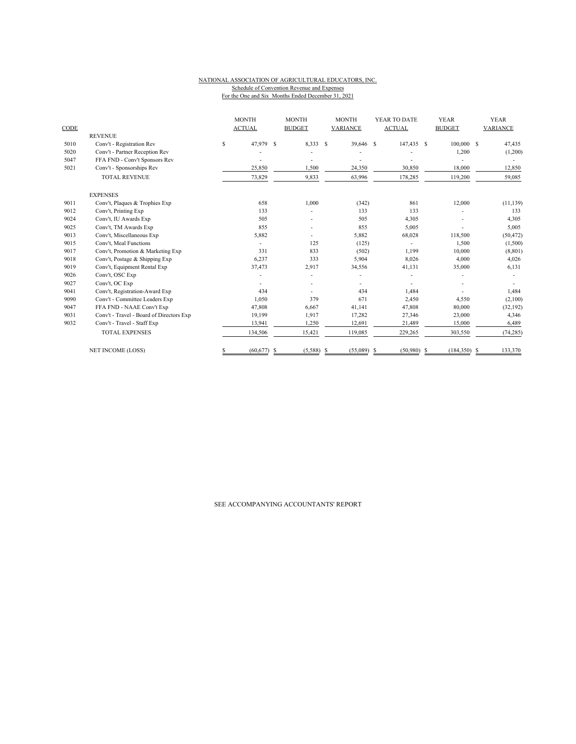NATIONAL ASSOCIATION OF AGRICULTURAL EDUCATORS, INC.

Schedule of Convention Revenue and Expenses

For the One and Six Months Ended December 31, 2021

| CODE | | MONTH ACTUAL | MONTH BUDGET | MONTH VARIANCE | YEAR TO DATE ACTUAL | YEAR BUDGET | YEAR VARIANCE |
|---|---|---|---|---|---|---|---|
| | REVENUE | | | | | | |
| 5010 | Conv't - Registration Rev | $ 47,979 | $ 8,333 | $ 39,646 | $ 147,435 | $ 100,000 | $ 47,435 |
| 5020 | Conv't - Partner Reception Rev | - | - | - | - | 1,200 | (1,200) |
| 5047 | FFA FND - Conv't Sponsors Rev | - | - | - | - | - | - |
| 5021 | Conv't - Sponsorships Rev | 25,850 | 1,500 | 24,350 | 30,850 | 18,000 | 12,850 |
| | TOTAL REVENUE | 73,829 | 9,833 | 63,996 | 178,285 | 119,200 | 59,085 |
| | EXPENSES | | | | | | |
| 9011 | Conv't, Plaques & Trophies Exp | 658 | 1,000 | (342) | 861 | 12,000 | (11,139) |
| 9012 | Conv't, Printing Exp | 133 | - | 133 | 133 | - | 133 |
| 9024 | Conv't, IU Awards Exp | 505 | - | 505 | 4,305 | - | 4,305 |
| 9025 | Conv't, TM Awards Exp | 855 | - | 855 | 5,005 | - | 5,005 |
| 9013 | Conv't, Miscellaneous Exp | 5,882 | - | 5,882 | 68,028 | 118,500 | (50,472) |
| 9015 | Conv't, Meal Functions | - | 125 | (125) | - | 1,500 | (1,500) |
| 9017 | Conv't, Promotion & Marketing Exp | 331 | 833 | (502) | 1,199 | 10,000 | (8,801) |
| 9018 | Conv't, Postage & Shipping Exp | 6,237 | 333 | 5,904 | 8,026 | 4,000 | 4,026 |
| 9019 | Conv't, Equipment Rental Exp | 37,473 | 2,917 | 34,556 | 41,131 | 35,000 | 6,131 |
| 9026 | Conv't, OSC Exp | - | - | - | - | - | - |
| 9027 | Conv't, OC Exp | - | - | - | - | - | - |
| 9041 | Conv't, Registration-Award Exp | 434 | - | 434 | 1,484 | - | 1,484 |
| 9090 | Conv't - Committee Leaders Exp | 1,050 | 379 | 671 | 2,450 | 4,550 | (2,100) |
| 9047 | FFA FND - NAAE Conv't Exp | 47,808 | 6,667 | 41,141 | 47,808 | 80,000 | (32,192) |
| 9031 | Conv't - Travel - Board of Directors Exp | 19,199 | 1,917 | 17,282 | 27,346 | 23,000 | 4,346 |
| 9032 | Conv't - Travel - Staff Exp | 13,941 | 1,250 | 12,691 | 21,489 | 15,000 | 6,489 |
| | TOTAL EXPENSES | 134,506 | 15,421 | 119,085 | 229,265 | 303,550 | (74,285) |
| | NET INCOME (LOSS) | $ (60,677) | $ (5,588) | $ (55,089) | $ (50,980) | $ (184,350) | $ 133,370 |

SEE ACCOMPANYING ACCOUNTANTS' REPORT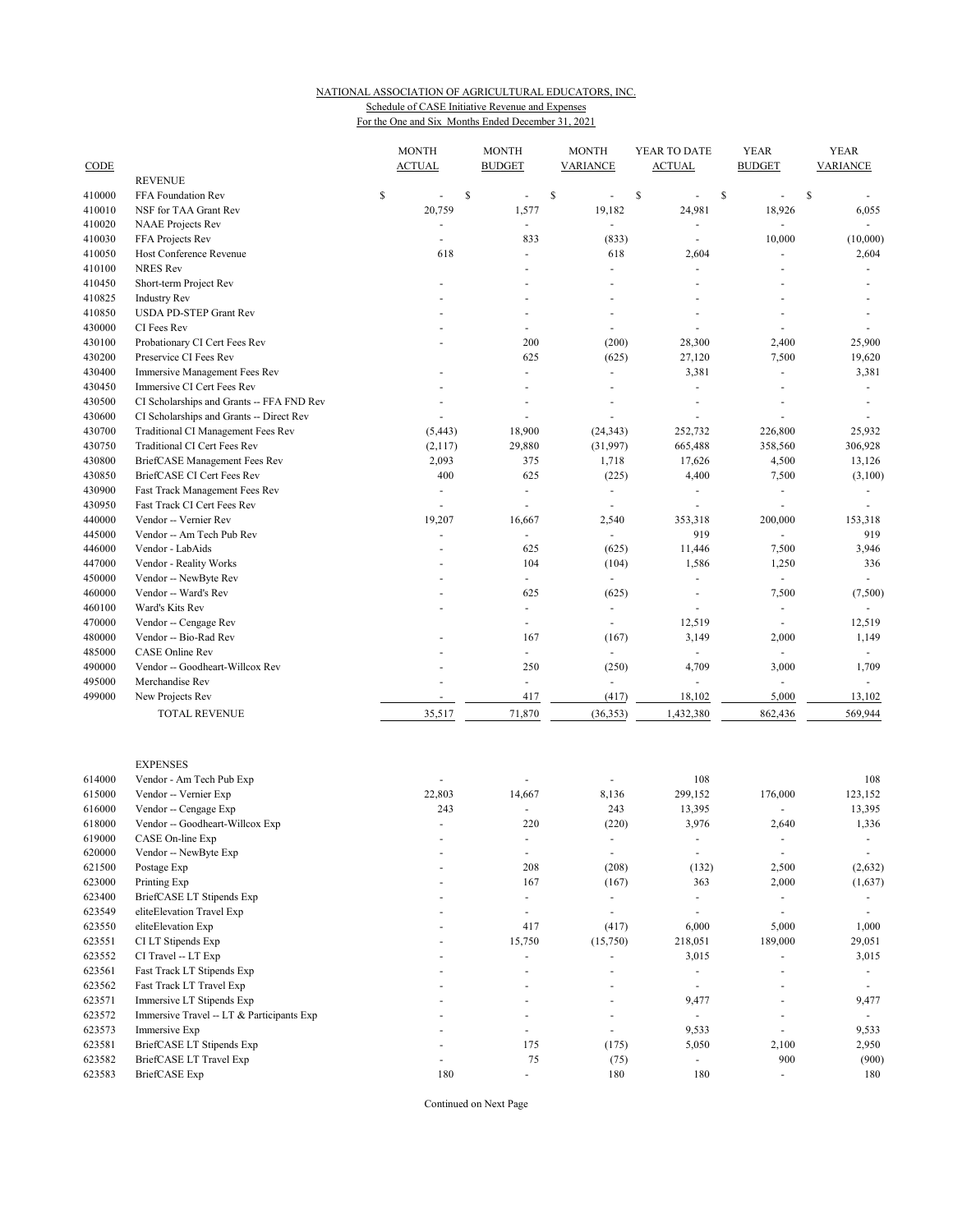NATIONAL ASSOCIATION OF AGRICULTURAL EDUCATORS, INC.

Schedule of CASE Initiative Revenue and Expenses

For the One and Six Months Ended December 31, 2021

| CODE | | MONTH ACTUAL | MONTH BUDGET | MONTH VARIANCE | YEAR TO DATE ACTUAL | YEAR BUDGET | YEAR VARIANCE |
|---|---|---|---|---|---|---|---|
| | REVENUE | | | | | | |
| 410000 | FFA Foundation Rev | $ - | $ - | $ - | $ - | $ - | $ - |
| 410010 | NSF for TAA Grant Rev | 20,759 | 1,577 | 19,182 | 24,981 | 18,926 | 6,055 |
| 410020 | NAAE Projects Rev | - | - | - | - | - | - |
| 410030 | FFA Projects Rev | - | 833 | (833) | - | 10,000 | (10,000) |
| 410050 | Host Conference Revenue | 618 | - | 618 | 2,604 | - | 2,604 |
| 410100 | NRES Rev | | - | - | - | - | - |
| 410450 | Short-term Project Rev | - | - | - | - | - | - |
| 410825 | Industry Rev | - | - | - | - | - | - |
| 410850 | USDA PD-STEP Grant Rev | - | - | - | - | - | - |
| 430000 | CI Fees Rev | - | - | - | - | - | - |
| 430100 | Probationary CI Cert Fees Rev | - | 200 | (200) | 28,300 | 2,400 | 25,900 |
| 430200 | Preservice CI Fees Rev | | 625 | (625) | 27,120 | 7,500 | 19,620 |
| 430400 | Immersive Management Fees Rev | - | - | - | 3,381 | - | 3,381 |
| 430450 | Immersive CI Cert Fees Rev | - | - | - | - | - | - |
| 430500 | CI Scholarships and Grants -- FFA FND Rev | - | - | - | - | - | - |
| 430600 | CI Scholarships and Grants -- Direct Rev | - | - | - | - | - | - |
| 430700 | Traditional CI Management Fees Rev | (5,443) | 18,900 | (24,343) | 252,732 | 226,800 | 25,932 |
| 430750 | Traditional CI Cert Fees Rev | (2,117) | 29,880 | (31,997) | 665,488 | 358,560 | 306,928 |
| 430800 | BriefCASE Management Fees Rev | 2,093 | 375 | 1,718 | 17,626 | 4,500 | 13,126 |
| 430850 | BriefCASE CI Cert Fees Rev | 400 | 625 | (225) | 4,400 | 7,500 | (3,100) |
| 430900 | Fast Track Management Fees Rev | - | - | - | - | - | - |
| 430950 | Fast Track CI Cert Fees Rev | - | - | - | - | - | - |
| 440000 | Vendor -- Vernier Rev | 19,207 | 16,667 | 2,540 | 353,318 | 200,000 | 153,318 |
| 445000 | Vendor -- Am Tech Pub Rev | - | - | - | 919 | - | 919 |
| 446000 | Vendor - LabAids | - | 625 | (625) | 11,446 | 7,500 | 3,946 |
| 447000 | Vendor - Reality Works | - | 104 | (104) | 1,586 | 1,250 | 336 |
| 450000 | Vendor -- NewByte Rev | - | - | - | - | - | - |
| 460000 | Vendor -- Ward's Rev | - | 625 | (625) | - | 7,500 | (7,500) |
| 460100 | Ward's Kits Rev | - | - | - | - | - | - |
| 470000 | Vendor -- Cengage Rev | | - | - | 12,519 | - | 12,519 |
| 480000 | Vendor -- Bio-Rad Rev | - | 167 | (167) | 3,149 | 2,000 | 1,149 |
| 485000 | CASE Online Rev | - | - | - | - | - | - |
| 490000 | Vendor -- Goodheart-Willcox Rev | - | 250 | (250) | 4,709 | 3,000 | 1,709 |
| 495000 | Merchandise Rev | - | - | - | - | - | - |
| 499000 | New Projects Rev | - | 417 | (417) | 18,102 | 5,000 | 13,102 |
| | TOTAL REVENUE | 35,517 | 71,870 | (36,353) | 1,432,380 | 862,436 | 569,944 |
| | EXPENSES | | | | | | |
| 614000 | Vendor - Am Tech Pub Exp | - | - | - | 108 | | 108 |
| 615000 | Vendor -- Vernier Exp | 22,803 | 14,667 | 8,136 | 299,152 | 176,000 | 123,152 |
| 616000 | Vendor -- Cengage Exp | 243 | - | 243 | 13,395 | - | 13,395 |
| 618000 | Vendor -- Goodheart-Willcox Exp | - | 220 | (220) | 3,976 | 2,640 | 1,336 |
| 619000 | CASE On-line Exp | - | - | - | - | - | - |
| 620000 | Vendor -- NewByte Exp | - | - | - | - | - | - |
| 621500 | Postage Exp | - | 208 | (208) | (132) | 2,500 | (2,632) |
| 623000 | Printing Exp | - | 167 | (167) | 363 | 2,000 | (1,637) |
| 623400 | BriefCASE LT Stipends Exp | - | - | - | - | - | - |
| 623549 | eliteElevation Travel Exp | - | - | - | - | - | - |
| 623550 | eliteElevation Exp | - | 417 | (417) | 6,000 | 5,000 | 1,000 |
| 623551 | CI LT Stipends Exp | - | 15,750 | (15,750) | 218,051 | 189,000 | 29,051 |
| 623552 | CI Travel -- LT Exp | - | - | - | 3,015 | - | 3,015 |
| 623561 | Fast Track LT Stipends Exp | - | - | - | - | - | - |
| 623562 | Fast Track LT Travel Exp | - | - | - | - | - | - |
| 623571 | Immersive LT Stipends Exp | - | - | - | 9,477 | - | 9,477 |
| 623572 | Immersive Travel -- LT & Participants Exp | - | - | - | - | - | - |
| 623573 | Immersive Exp | - | - | - | 9,533 | - | 9,533 |
| 623581 | BriefCASE LT Stipends Exp | - | 175 | (175) | 5,050 | 2,100 | 2,950 |
| 623582 | BriefCASE LT Travel Exp | - | 75 | (75) | - | 900 | (900) |
| 623583 | BriefCASE Exp | 180 | - | 180 | 180 | - | 180 |

Continued on Next Page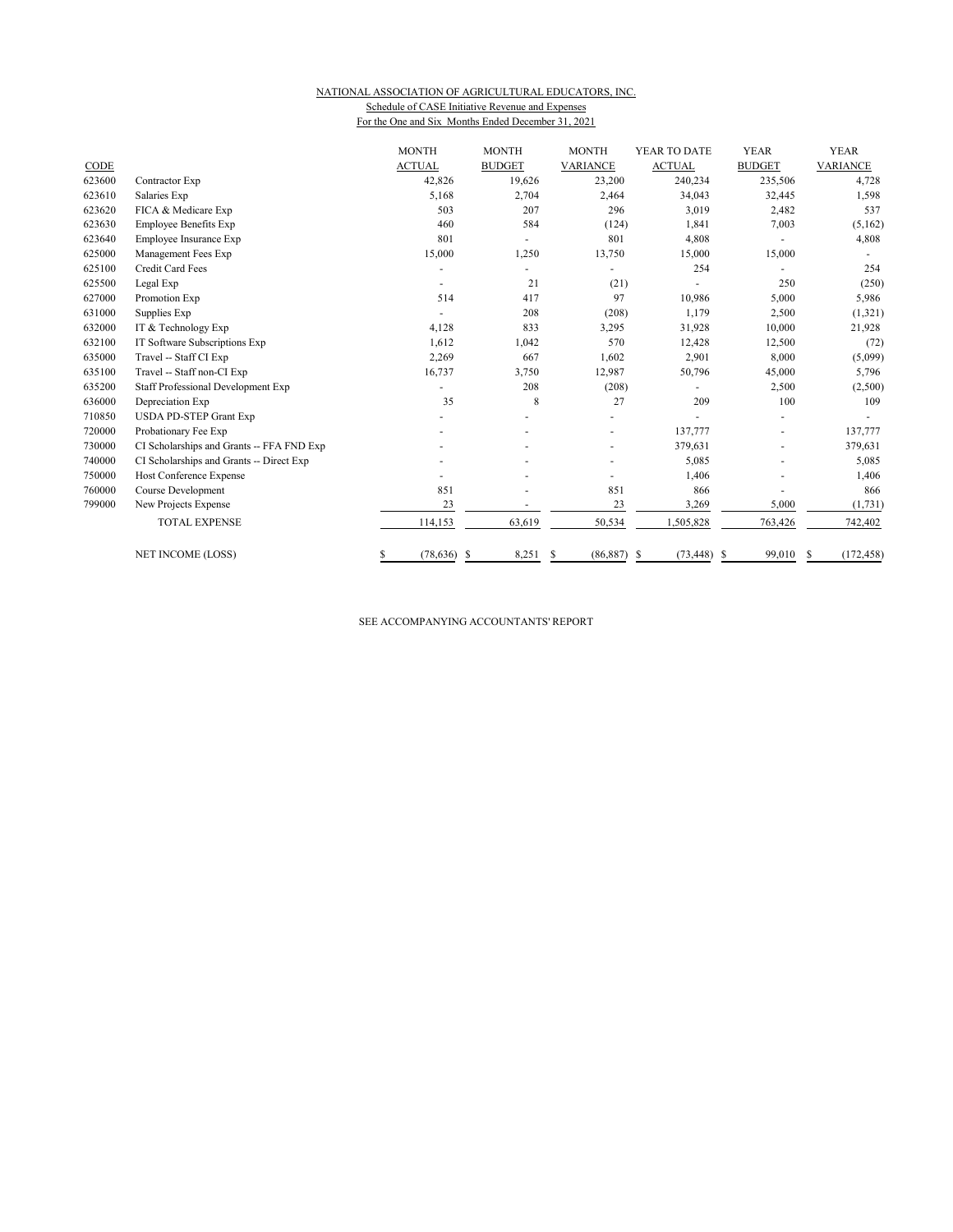NATIONAL ASSOCIATION OF AGRICULTURAL EDUCATORS, INC.

Schedule of CASE Initiative Revenue and Expenses

For the One and Six Months Ended December 31, 2021

| CODE | | MONTH ACTUAL | MONTH BUDGET | MONTH VARIANCE | YEAR TO DATE ACTUAL | YEAR BUDGET | YEAR VARIANCE |
|---|---|---|---|---|---|---|---|
| 623600 | Contractor Exp | 42,826 | 19,626 | 23,200 | 240,234 | 235,506 | 4,728 |
| 623610 | Salaries Exp | 5,168 | 2,704 | 2,464 | 34,043 | 32,445 | 1,598 |
| 623620 | FICA & Medicare Exp | 503 | 207 | 296 | 3,019 | 2,482 | 537 |
| 623630 | Employee Benefits Exp | 460 | 584 | (124) | 1,841 | 7,003 | (5,162) |
| 623640 | Employee Insurance Exp | 801 | - | 801 | 4,808 | - | 4,808 |
| 625000 | Management Fees Exp | 15,000 | 1,250 | 13,750 | 15,000 | 15,000 | - |
| 625100 | Credit Card Fees | - | - | - | 254 | - | 254 |
| 625500 | Legal Exp | - | 21 | (21) | - | 250 | (250) |
| 627000 | Promotion Exp | 514 | 417 | 97 | 10,986 | 5,000 | 5,986 |
| 631000 | Supplies Exp | - | 208 | (208) | 1,179 | 2,500 | (1,321) |
| 632000 | IT & Technology Exp | 4,128 | 833 | 3,295 | 31,928 | 10,000 | 21,928 |
| 632100 | IT Software Subscriptions Exp | 1,612 | 1,042 | 570 | 12,428 | 12,500 | (72) |
| 635000 | Travel -- Staff CI Exp | 2,269 | 667 | 1,602 | 2,901 | 8,000 | (5,099) |
| 635100 | Travel -- Staff non-CI Exp | 16,737 | 3,750 | 12,987 | 50,796 | 45,000 | 5,796 |
| 635200 | Staff Professional Development Exp | - | 208 | (208) | - | 2,500 | (2,500) |
| 636000 | Depreciation Exp | 35 | 8 | 27 | 209 | 100 | 109 |
| 710850 | USDA PD-STEP Grant Exp | - | - | - | - | - | - |
| 720000 | Probationary Fee Exp | - | - | - | 137,777 | - | 137,777 |
| 730000 | CI Scholarships and Grants -- FFA FND Exp | - | - | - | 379,631 | - | 379,631 |
| 740000 | CI Scholarships and Grants -- Direct Exp | - | - | - | 5,085 | - | 5,085 |
| 750000 | Host Conference Expense | - | - | - | 1,406 | - | 1,406 |
| 760000 | Course Development | 851 | - | 851 | 866 | - | 866 |
| 799000 | New Projects Expense | 23 | - | 23 | 3,269 | 5,000 | (1,731) |
| | TOTAL EXPENSE | 114,153 | 63,619 | 50,534 | 1,505,828 | 763,426 | 742,402 |
| | NET INCOME (LOSS) | $ (78,636) | $ 8,251 | $ (86,887) | $ (73,448) | $ 99,010 | $ (172,458) |

SEE ACCOMPANYING ACCOUNTANTS' REPORT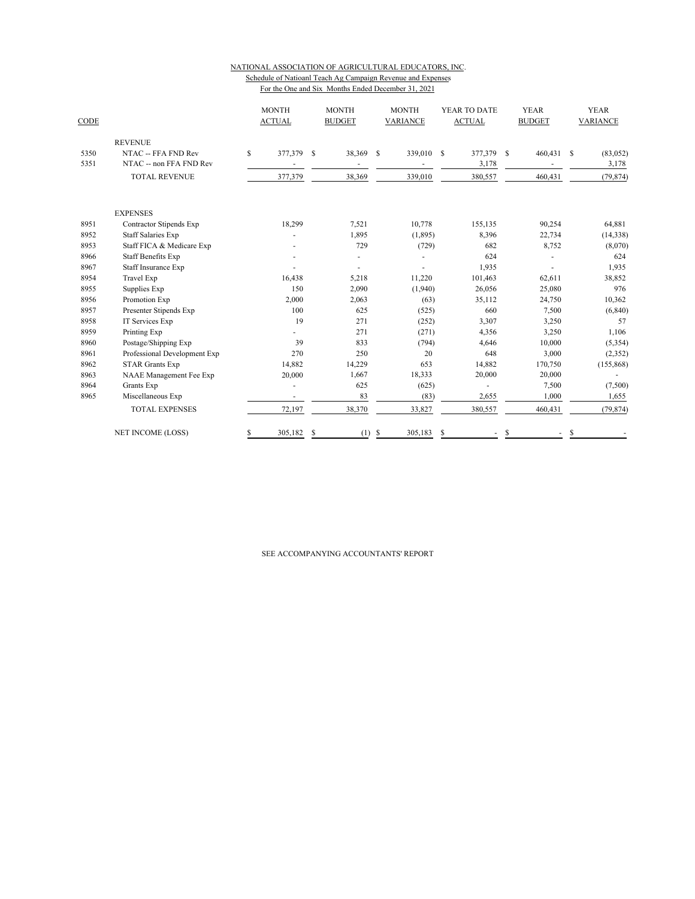NATIONAL ASSOCIATION OF AGRICULTURAL EDUCATORS, INC.

Schedule of Natioanl Teach Ag Campaign Revenue and Expenses

For the One and Six Months Ended December 31, 2021

| CODE | | MONTH ACTUAL | MONTH BUDGET | MONTH VARIANCE | YEAR TO DATE ACTUAL | YEAR BUDGET | YEAR VARIANCE |
|---|---|---|---|---|---|---|---|
| | REVENUE | | | | | | |
| 5350 | NTAC -- FFA FND Rev | $ 377,379 | $ 38,369 | $ 339,010 | $ 377,379 | $ 460,431 | $ (83,052) |
| 5351 | NTAC -- non FFA FND Rev | - | - | - | 3,178 | - | 3,178 |
| | TOTAL REVENUE | 377,379 | 38,369 | 339,010 | 380,557 | 460,431 | (79,874) |
| | EXPENSES | | | | | | |
| 8951 | Contractor Stipends Exp | 18,299 | 7,521 | 10,778 | 155,135 | 90,254 | 64,881 |
| 8952 | Staff Salaries Exp | - | 1,895 | (1,895) | 8,396 | 22,734 | (14,338) |
| 8953 | Staff FICA & Medicare Exp | - | 729 | (729) | 682 | 8,752 | (8,070) |
| 8966 | Staff Benefits Exp | - | - | - | 624 | - | 624 |
| 8967 | Staff Insurance Exp | - | - | - | 1,935 | - | 1,935 |
| 8954 | Travel Exp | 16,438 | 5,218 | 11,220 | 101,463 | 62,611 | 38,852 |
| 8955 | Supplies Exp | 150 | 2,090 | (1,940) | 26,056 | 25,080 | 976 |
| 8956 | Promotion Exp | 2,000 | 2,063 | (63) | 35,112 | 24,750 | 10,362 |
| 8957 | Presenter Stipends Exp | 100 | 625 | (525) | 660 | 7,500 | (6,840) |
| 8958 | IT Services Exp | 19 | 271 | (252) | 3,307 | 3,250 | 57 |
| 8959 | Printing Exp | - | 271 | (271) | 4,356 | 3,250 | 1,106 |
| 8960 | Postage/Shipping Exp | 39 | 833 | (794) | 4,646 | 10,000 | (5,354) |
| 8961 | Professional Development Exp | 270 | 250 | 20 | 648 | 3,000 | (2,352) |
| 8962 | STAR Grants Exp | 14,882 | 14,229 | 653 | 14,882 | 170,750 | (155,868) |
| 8963 | NAAE Management Fee Exp | 20,000 | 1,667 | 18,333 | 20,000 | 20,000 | - |
| 8964 | Grants Exp | - | 625 | (625) | - | 7,500 | (7,500) |
| 8965 | Miscellaneous Exp | - | 83 | (83) | 2,655 | 1,000 | 1,655 |
| | TOTAL EXPENSES | 72,197 | 38,370 | 33,827 | 380,557 | 460,431 | (79,874) |
| | NET INCOME (LOSS) | $ 305,182 | $ (1) | $ 305,183 | $ - | $ - | $ - |

SEE ACCOMPANYING ACCOUNTANTS' REPORT